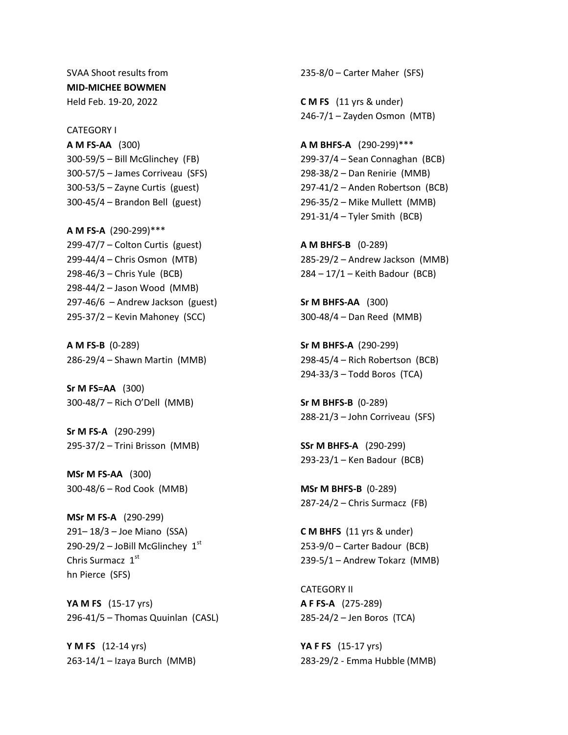SVAA Shoot results from

**MID-MICHEE BOWMEN**

Held Feb. 19-20, 2022

CATEGORY I

**A M FS-AA** (300)
300-59/5 – Bill McGlinchey (FB)
300-57/5 – James Corriveau (SFS)
300-53/5 – Zayne Curtis (guest)
300-45/4 – Brandon Bell (guest)

**A M FS-A** (290-299)***
299-47/7 – Colton Curtis (guest)
299-44/4 – Chris Osmon (MTB)
298-46/3 – Chris Yule (BCB)
298-44/2 – Jason Wood (MMB)
297-46/6 – Andrew Jackson (guest)
295-37/2 – Kevin Mahoney (SCC)

**A M FS-B** (0-289)
286-29/4 – Shawn Martin (MMB)

**Sr M FS=AA** (300)
300-48/7 – Rich O'Dell (MMB)

**Sr M FS-A** (290-299)
295-37/2 – Trini Brisson (MMB)

**MSr M FS-AA** (300)
300-48/6 – Rod Cook (MMB)

**MSr M FS-A** (290-299)
291– 18/3 – Joe Miano (SSA)
290-29/2 – JoBill McGlinchey 1st
Chris Surmacz 1st
hn Pierce (SFS)

**YA M FS** (15-17 yrs)
296-41/5 – Thomas Quuinlan (CASL)

**Y M FS** (12-14 yrs)
263-14/1 – Izaya Burch (MMB)
235-8/0 – Carter Maher (SFS)

**C M FS** (11 yrs & under)
246-7/1 – Zayden Osmon (MTB)

**A M BHFS-A** (290-299)***
299-37/4 – Sean Connaghan (BCB)
298-38/2 – Dan Renirie (MMB)
297-41/2 – Anden Robertson (BCB)
296-35/2 – Mike Mullett (MMB)
291-31/4 – Tyler Smith (BCB)

**A M BHFS-B** (0-289)
285-29/2 – Andrew Jackson (MMB)
284 – 17/1 – Keith Badour (BCB)

**Sr M BHFS-AA** (300)
300-48/4 – Dan Reed (MMB)

**Sr M BHFS-A** (290-299)
298-45/4 – Rich Robertson (BCB)
294-33/3 – Todd Boros (TCA)

**Sr M BHFS-B** (0-289)
288-21/3 – John Corriveau (SFS)

**SSr M BHFS-A** (290-299)
293-23/1 – Ken Badour (BCB)

**MSr M BHFS-B** (0-289)
287-24/2 – Chris Surmacz (FB)

**C M BHFS** (11 yrs & under)
253-9/0 – Carter Badour (BCB)
239-5/1 – Andrew Tokarz (MMB)

CATEGORY II

**A F FS-A** (275-289)
285-24/2 – Jen Boros (TCA)

**YA F FS** (15-17 yrs)
283-29/2 - Emma Hubble (MMB)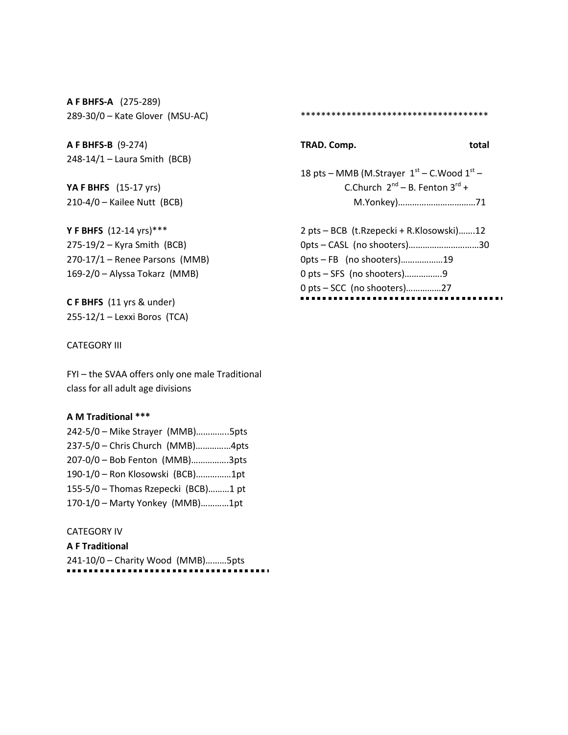**A F BHFS-A** (275-289)
289-30/0 – Kate Glover (MSU-AC)

**A F BHFS-B** (9-274)
248-14/1 – Laura Smith (BCB)

**YA F BHFS** (15-17 yrs)
210-4/0 – Kailee Nutt (BCB)

**Y F BHFS** (12-14 yrs)***
275-19/2 – Kyra Smith (BCB)
270-17/1 – Renee Parsons (MMB)
169-2/0 – Alyssa Tokarz (MMB)

**C F BHFS** (11 yrs & under)
255-12/1 – Lexxi Boros (TCA)

CATEGORY III

FYI – the SVAA offers only one male Traditional class for all adult age divisions

**A M Traditional *****
242-5/0 – Mike Strayer (MMB)…………..5pts
237-5/0 – Chris Church (MMB)……………4pts
207-0/0 – Bob Fenton (MMB)…………….3pts
190-1/0 – Ron Klosowski (BCB)……………1pt
155-5/0 – Thomas Rzepecki (BCB)………1 pt
170-1/0 – Marty Yonkey (MMB)…………1pt

CATEGORY IV
**A F Traditional**
241-10/0 – Charity Wood (MMB)………5pts

*************************************

**TRAD. Comp.** **total**

18 pts – MMB (M.Strayer 1st – C.Wood 1st – C.Church 2nd – B. Fenton 3rd + M.Yonkey)……………………………71

2 pts – BCB (t.Rzepecki + R.Klosowski)…….12
0pts – CASL (no shooters)…………………………30
0pts – FB (no shooters)………………19
0 pts – SFS (no shooters)…………….9
0 pts – SCC (no shooters)……………27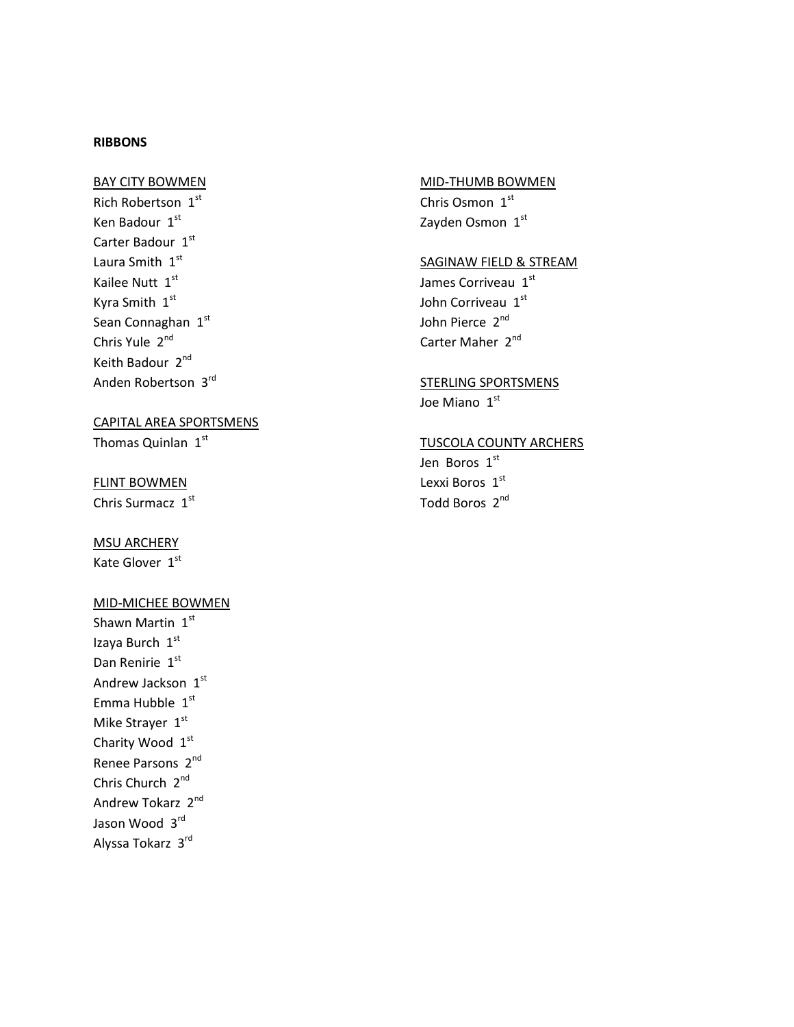**RIBBONS**

<u>BAY CITY BOWMEN</u>
Rich Robertson 1st
Ken Badour 1st
Carter Badour 1st
Laura Smith 1st
Kailee Nutt 1st
Kyra Smith 1st
Sean Connaghan 1st
Chris Yule 2nd
Keith Badour 2nd
Anden Robertson 3rd

<u>CAPITAL AREA SPORTSMENS</u>
Thomas Quinlan 1st

<u>FLINT BOWMEN</u>
Chris Surmacz 1st

<u>MSU ARCHERY</u>
Kate Glover 1st

<u>MID-MICHEE BOWMEN</u>
Shawn Martin 1st
Izaya Burch 1st
Dan Renirie 1st
Andrew Jackson 1st
Emma Hubble 1st
Mike Strayer 1st
Charity Wood 1st
Renee Parsons 2nd
Chris Church 2nd
Andrew Tokarz 2nd
Jason Wood 3rd
Alyssa Tokarz 3rd

<u>MID-THUMB BOWMEN</u>
Chris Osmon 1st
Zayden Osmon 1st

<u>SAGINAW FIELD & STREAM</u>
James Corriveau 1st
John Corriveau 1st
John Pierce 2nd
Carter Maher 2nd

<u>STERLING SPORTSMENS</u>
Joe Miano 1st

<u>TUSCOLA COUNTY ARCHERS</u>
Jen Boros 1st
Lexxi Boros 1st
Todd Boros 2nd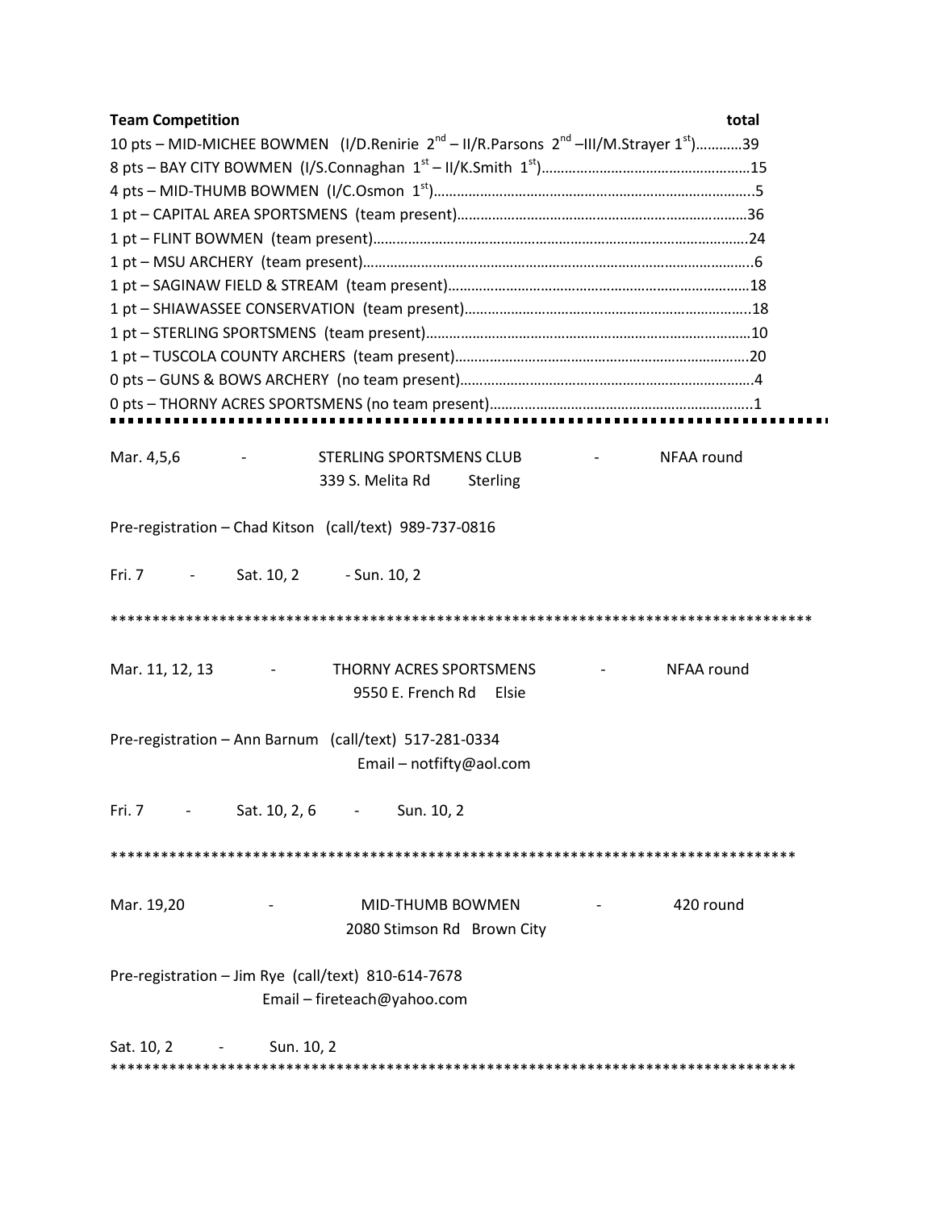**Team Competition** **total**

10 pts – MID-MICHEE BOWMEN (I/D.Renirie 2nd – II/R.Parsons 2nd –III/M.Strayer 1st)…………39
8 pts – BAY CITY BOWMEN (I/S.Connaghan 1st – II/K.Smith 1st)……………………………………………15
4 pts – MID-THUMB BOWMEN (I/C.Osmon 1st)………………………………………………………………………..5
1 pt – CAPITAL AREA SPORTSMENS (team present)…………………………………………………………………36
1 pt – FLINT BOWMEN (team present)………………………………………………………………………………………24
1 pt – MSU ARCHERY (team present)…………………………………………………………………………………………6
1 pt – SAGINAW FIELD & STREAM (team present)……………………………………………………………………18
1 pt – SHIAWASSEE CONSERVATION (team present)…………………………………………………………………18
1 pt – STERLING SPORTSMENS (team present)…………………………………………………………………………10
1 pt – TUSCOLA COUNTY ARCHERS (team present)…………………………………………………………………20
0 pts – GUNS & BOWS ARCHERY (no team present)…………………………………………………………………4
0 pts – THORNY ACRES SPORTSMENS (no team present)…………………………………………………………1

---

Mar. 4,5,6 - STERLING SPORTSMENS CLUB - NFAA round
339 S. Melita Rd Sterling

Pre-registration – Chad Kitson (call/text) 989-737-0816

Fri. 7 - Sat. 10, 2 - Sun. 10, 2

***********************************************************************************

Mar. 11, 12, 13 - THORNY ACRES SPORTSMENS - NFAA round
9550 E. French Rd Elsie

Pre-registration – Ann Barnum (call/text) 517-281-0334
Email – notfifty@aol.com

Fri. 7 - Sat. 10, 2, 6 - Sun. 10, 2

***********************************************************************************

Mar. 19,20 - MID-THUMB BOWMEN - 420 round
2080 Stimson Rd Brown City

Pre-registration – Jim Rye (call/text) 810-614-7678
Email – fireteach@yahoo.com

Sat. 10, 2 - Sun. 10, 2

***********************************************************************************